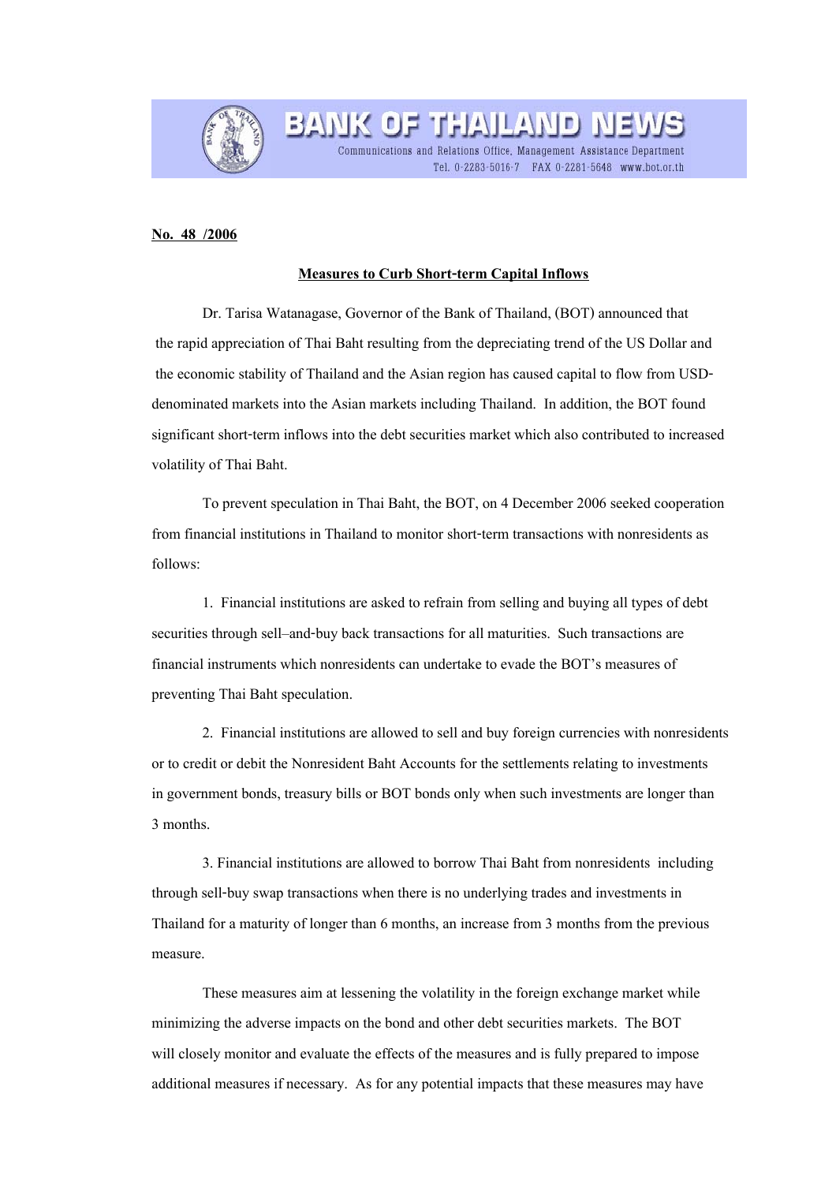**No. 48 /2006**

**Measures to Curb Short-term Capital Inflows**

Dr. Tarisa Watanagase, Governor of the Bank of Thailand, (BOT) announced that the rapid appreciation of Thai Baht resulting from the depreciating trend of the US Dollar and the economic stability of Thailand and the Asian region has caused capital to flow from USD-denominated markets into the Asian markets including Thailand. In addition, the BOT found significant short-term inflows into the debt securities market which also contributed to increased volatility of Thai Baht.

To prevent speculation in Thai Baht, the BOT, on 4 December 2006 seeked cooperation from financial institutions in Thailand to monitor short-term transactions with nonresidents as follows:

1. Financial institutions are asked to refrain from selling and buying all types of debt securities through sell–and-buy back transactions for all maturities. Such transactions are financial instruments which nonresidents can undertake to evade the BOT's measures of preventing Thai Baht speculation.

2. Financial institutions are allowed to sell and buy foreign currencies with nonresidents or to credit or debit the Nonresident Baht Accounts for the settlements relating to investments in government bonds, treasury bills or BOT bonds only when such investments are longer than 3 months.

3. Financial institutions are allowed to borrow Thai Baht from nonresidents including through sell-buy swap transactions when there is no underlying trades and investments in Thailand for a maturity of longer than 6 months, an increase from 3 months from the previous measure.

These measures aim at lessening the volatility in the foreign exchange market while minimizing the adverse impacts on the bond and other debt securities markets. The BOT will closely monitor and evaluate the effects of the measures and is fully prepared to impose additional measures if necessary. As for any potential impacts that these measures may have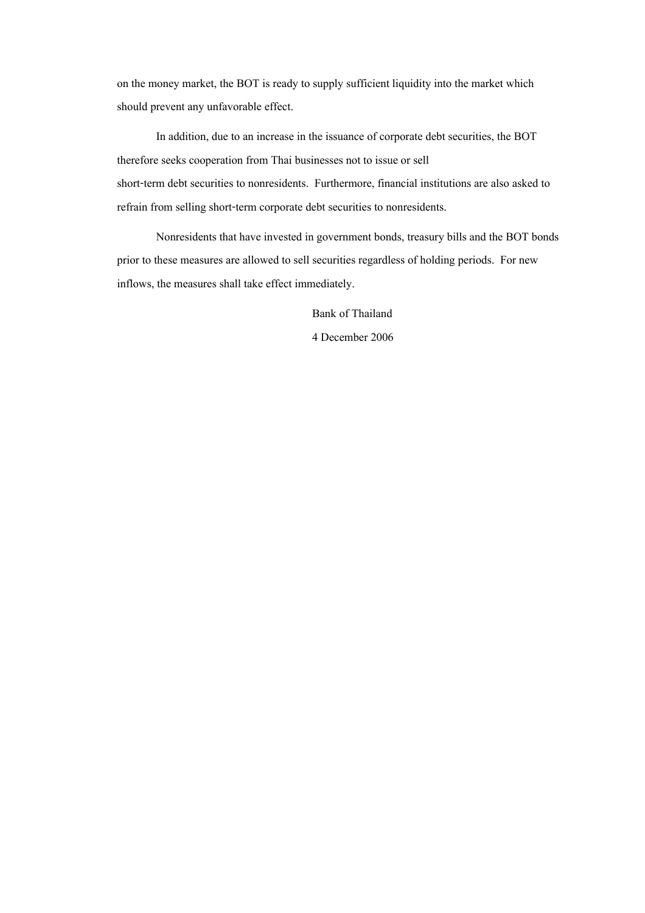on the money market, the BOT is ready to supply sufficient liquidity into the market which should prevent any unfavorable effect.

In addition, due to an increase in the issuance of corporate debt securities, the BOT therefore seeks cooperation from Thai businesses not to issue or sell short-term debt securities to nonresidents. Furthermore, financial institutions are also asked to refrain from selling short-term corporate debt securities to nonresidents.

Nonresidents that have invested in government bonds, treasury bills and the BOT bonds prior to these measures are allowed to sell securities regardless of holding periods. For new inflows, the measures shall take effect immediately.

Bank of Thailand

4 December 2006